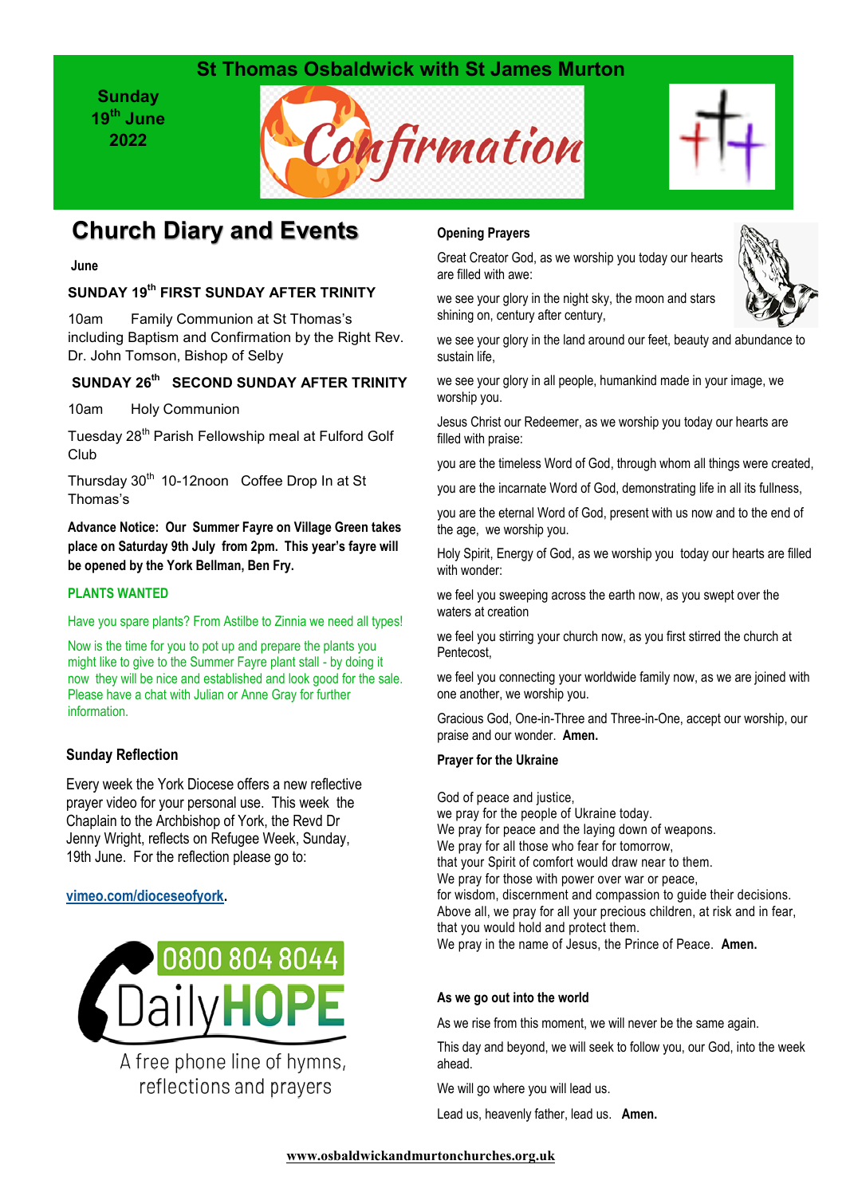# St Thomas Osbaldwick with St James Murton

**Sunday 19th June 2022**

Confirmation

## Church Diary and Events

**June**

### SUNDAY 19th FIRST SUNDAY AFTER TRINITY

10am Family Communion at St Thomas's including Baptism and Confirmation by the Right Rev. Dr. John Tomson, Bishop of Selby

### SUNDAY 26th SECOND SUNDAY AFTER TRINITY

10am Holy Communion

Tuesday 28th Parish Fellowship meal at Fulford Golf Club

Thursday 30th 10-12noon Coffee Drop In at St Thomas's

**Advance Notice: Our Summer Fayre on Village Green takes place on Saturday 9th July from 2pm. This year's fayre will be opened by the York Bellman, Ben Fry.**

**PLANTS WANTED**

Have you spare plants? From Astilbe to Zinnia we need all types!

Now is the time for you to pot up and prepare the plants you might like to give to the Summer Fayre plant stall - by doing it now they will be nice and established and look good for the sale. Please have a chat with Julian or Anne Gray for further information.

### Sunday Reflection

Every week the York Diocese offers a new reflective prayer video for your personal use. This week the Chaplain to the Archbishop of York, the Revd Dr Jenny Wright, reflects on Refugee Week, Sunday, 19th June. For the reflection please go to:

vimeo.com/dioceseofyork.

0800 804 8044 DailyHOPE

A free phone line of hymns, reflections and prayers

### Opening Prayers

Great Creator God, as we worship you today our hearts are filled with awe:

we see your glory in the night sky, the moon and stars shining on, century after century,

we see your glory in the land around our feet, beauty and abundance to sustain life,

we see your glory in all people, humankind made in your image, we worship you.

Jesus Christ our Redeemer, as we worship you today our hearts are filled with praise:

you are the timeless Word of God, through whom all things were created,

you are the incarnate Word of God, demonstrating life in all its fullness,

you are the eternal Word of God, present with us now and to the end of the age, we worship you.

Holy Spirit, Energy of God, as we worship you today our hearts are filled with wonder:

we feel you sweeping across the earth now, as you swept over the waters at creation

we feel you stirring your church now, as you first stirred the church at Pentecost,

we feel you connecting your worldwide family now, as we are joined with one another, we worship you.

Gracious God, One-in-Three and Three-in-One, accept our worship, our praise and our wonder. **Amen.**

### Prayer for the Ukraine

God of peace and justice,
we pray for the people of Ukraine today.
We pray for peace and the laying down of weapons.
We pray for all those who fear for tomorrow,
that your Spirit of comfort would draw near to them.
We pray for those with power over war or peace,
for wisdom, discernment and compassion to guide their decisions.
Above all, we pray for all your precious children, at risk and in fear,
that you would hold and protect them.
We pray in the name of Jesus, the Prince of Peace. **Amen.**

### As we go out into the world

As we rise from this moment, we will never be the same again.

This day and beyond, we will seek to follow you, our God, into the week ahead.

We will go where you will lead us.

Lead us, heavenly father, lead us. **Amen.**

www.osbaldwickandmurtonchurches.org.uk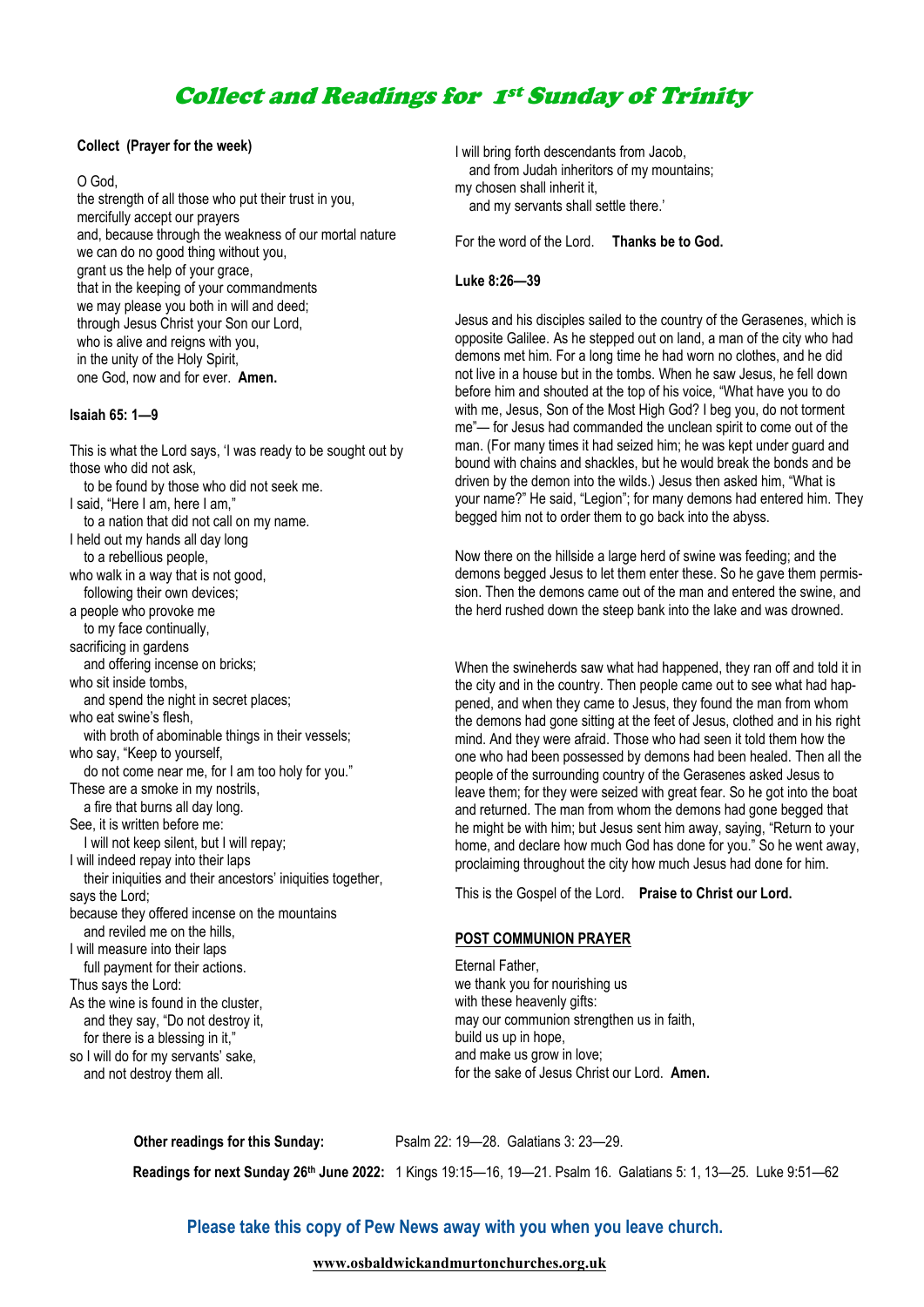# Collect and Readings for 1st Sunday of Trinity

**Collect (Prayer for the week)**

O God,
the strength of all those who put their trust in you,
mercifully accept our prayers
and, because through the weakness of our mortal nature
we can do no good thing without you,
grant us the help of your grace,
that in the keeping of your commandments
we may please you both in will and deed;
through Jesus Christ your Son our Lord,
who is alive and reigns with you,
in the unity of the Holy Spirit,
one God, now and for ever. **Amen.**

**Isaiah 65: 1—9**

This is what the Lord says, 'I was ready to be sought out by those who did not ask,
to be found by those who did not seek me.
I said, "Here I am, here I am,"
to a nation that did not call on my name.
I held out my hands all day long
to a rebellious people,
who walk in a way that is not good,
following their own devices;
a people who provoke me
to my face continually,
sacrificing in gardens
and offering incense on bricks;
who sit inside tombs,
and spend the night in secret places;
who eat swine's flesh,
with broth of abominable things in their vessels;
who say, "Keep to yourself,
do not come near me, for I am too holy for you."
These are a smoke in my nostrils,
a fire that burns all day long.
See, it is written before me:
I will not keep silent, but I will repay;
I will indeed repay into their laps
their iniquities and their ancestors' iniquities together,
says the Lord;
because they offered incense on the mountains
and reviled me on the hills,
I will measure into their laps
full payment for their actions.
Thus says the Lord:
As the wine is found in the cluster,
and they say, "Do not destroy it,
for there is a blessing in it,"
so I will do for my servants' sake,
and not destroy them all.
I will bring forth descendants from Jacob,
and from Judah inheritors of my mountains;
my chosen shall inherit it,
and my servants shall settle there.'

For the word of the Lord. **Thanks be to God.**

**Luke 8:26—39**

Jesus and his disciples sailed to the country of the Gerasenes, which is opposite Galilee. As he stepped out on land, a man of the city who had demons met him. For a long time he had worn no clothes, and he did not live in a house but in the tombs. When he saw Jesus, he fell down before him and shouted at the top of his voice, "What have you to do with me, Jesus, Son of the Most High God? I beg you, do not torment me"— for Jesus had commanded the unclean spirit to come out of the man. (For many times it had seized him; he was kept under guard and bound with chains and shackles, but he would break the bonds and be driven by the demon into the wilds.) Jesus then asked him, "What is your name?" He said, "Legion"; for many demons had entered him. They begged him not to order them to go back into the abyss.

Now there on the hillside a large herd of swine was feeding; and the demons begged Jesus to let them enter these. So he gave them permission. Then the demons came out of the man and entered the swine, and the herd rushed down the steep bank into the lake and was drowned.

When the swineherds saw what had happened, they ran off and told it in the city and in the country. Then people came out to see what had happened, and when they came to Jesus, they found the man from whom the demons had gone sitting at the feet of Jesus, clothed and in his right mind. And they were afraid. Those who had seen it told them how the one who had been possessed by demons had been healed. Then all the people of the surrounding country of the Gerasenes asked Jesus to leave them; for they were seized with great fear. So he got into the boat and returned. The man from whom the demons had gone begged that he might be with him; but Jesus sent him away, saying, "Return to your home, and declare how much God has done for you." So he went away, proclaiming throughout the city how much Jesus had done for him.

This is the Gospel of the Lord. **Praise to Christ our Lord.**

**POST COMMUNION PRAYER**

Eternal Father,
we thank you for nourishing us
with these heavenly gifts:
may our communion strengthen us in faith,
build us up in hope,
and make us grow in love;
for the sake of Jesus Christ our Lord. **Amen.**

**Other readings for this Sunday:** Psalm 22: 19—28. Galatians 3: 23—29.

**Readings for next Sunday 26th June 2022:** 1 Kings 19:15—16, 19—21. Psalm 16. Galatians 5: 1, 13—25. Luke 9:51—62

**Please take this copy of Pew News away with you when you leave church.**

**www.osbaldwickandmurtonchurches.org.uk**